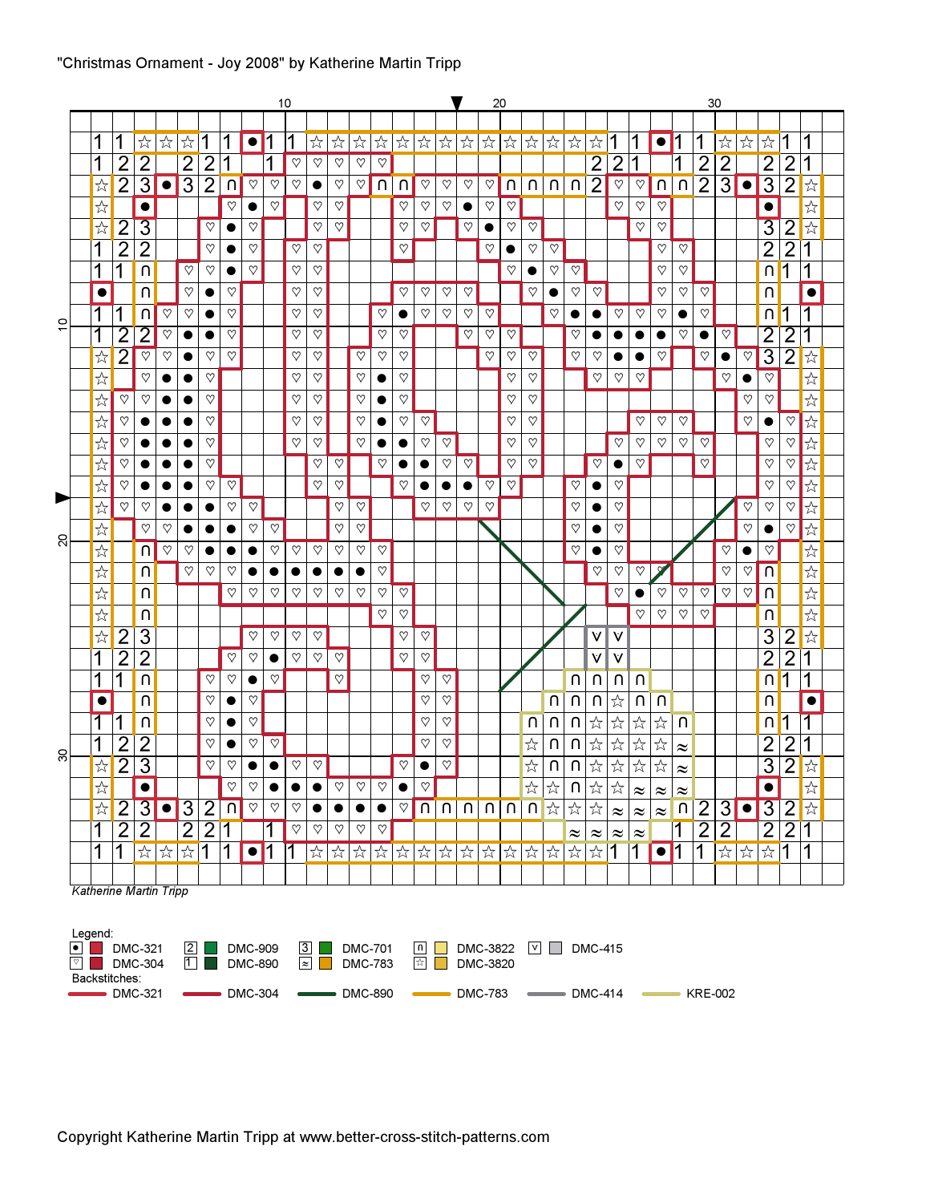"Christmas Ornament - Joy 2008" by Katherine Martin Tripp

*Katherine Martin Tripp*

Legend:

| Symbol | Color |
|---|---|
| ● | DMC-321 |
| ♡ | DMC-304 |
| 2 | DMC-909 |
| 1 | DMC-890 |
| 3 | DMC-701 |
| ≈ | DMC-783 |
| ∩ | DMC-3822 |
| ☆ | DMC-3820 |
| V | DMC-415 |

Backstitches:

- DMC-321
- DMC-304
- DMC-890
- DMC-783
- DMC-414
- KRE-002

Copyright Katherine Martin Tripp at www.better-cross-stitch-patterns.com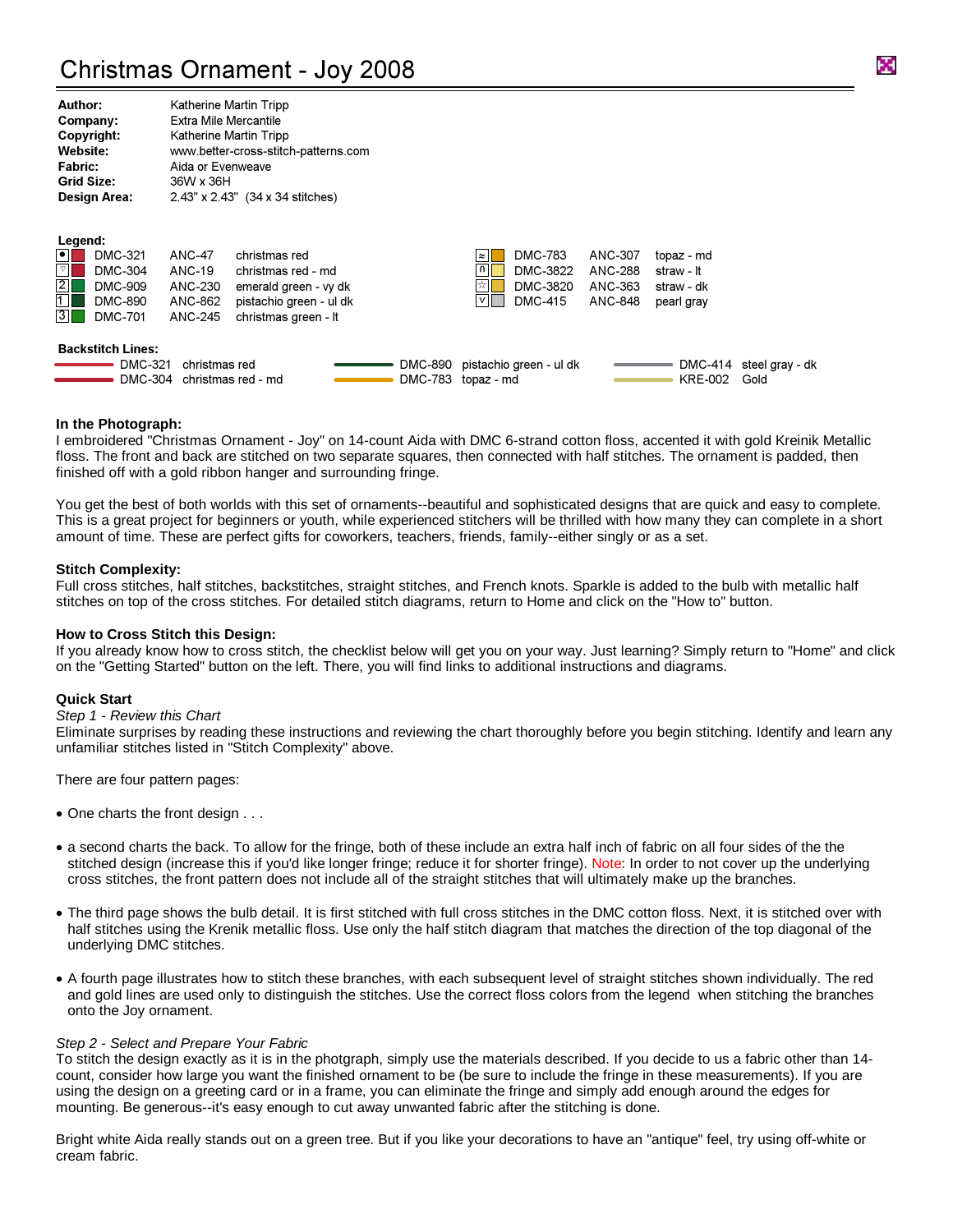# Christmas Ornament - Joy 2008

| | |
|---|---|
| **Author:** | Katherine Martin Tripp |
| **Company:** | Extra Mile Mercantile |
| **Copyright:** | Katherine Martin Tripp |
| **Website:** | www.better-cross-stitch-patterns.com |
| **Fabric:** | Aida or Evenweave |
| **Grid Size:** | 36W x 36H |
| **Design Area:** | 2.43" x 2.43" (34 x 34 stitches) |

**Legend:**

| Symbol | DMC | ANC | Name |
|---|---|---|---|
| ● | DMC-321 | ANC-47 | christmas red |
| ▽ | DMC-304 | ANC-19 | christmas red - md |
| 2 | DMC-909 | ANC-230 | emerald green - vy dk |
| 1 | DMC-890 | ANC-862 | pistachio green - ul dk |
| 3 | DMC-701 | ANC-245 | christmas green - lt |
| ≈ | DMC-783 | ANC-307 | topaz - md |
| ∩ | DMC-3822 | ANC-288 | straw - lt |
| ☆ | DMC-3820 | ANC-363 | straw - dk |
| V | DMC-415 | ANC-848 | pearl gray |

**Backstitch Lines:**

| Thread | Name |
|---|---|
| DMC-321 | christmas red |
| DMC-304 | christmas red - md |
| DMC-890 | pistachio green - ul dk |
| DMC-783 | topaz - md |
| DMC-414 | steel gray - dk |
| KRE-002 | Gold |

**In the Photograph:**

I embroidered "Christmas Ornament - Joy" on 14-count Aida with DMC 6-strand cotton floss, accented it with gold Kreinik Metallic floss. The front and back are stitched on two separate squares, then connected with half stitches. The ornament is padded, then finished off with a gold ribbon hanger and surrounding fringe.

You get the best of both worlds with this set of ornaments--beautiful and sophisticated designs that are quick and easy to complete. This is a great project for beginners or youth, while experienced stitchers will be thrilled with how many they can complete in a short amount of time. These are perfect gifts for coworkers, teachers, friends, family--either singly or as a set.

**Stitch Complexity:**

Full cross stitches, half stitches, backstitches, straight stitches, and French knots. Sparkle is added to the bulb with metallic half stitches on top of the cross stitches. For detailed stitch diagrams, return to Home and click on the "How to" button.

**How to Cross Stitch this Design:**

If you already know how to cross stitch, the checklist below will get you on your way. Just learning? Simply return to "Home" and click on the "Getting Started" button on the left. There, you will find links to additional instructions and diagrams.

**Quick Start**

*Step 1 - Review this Chart*

Eliminate surprises by reading these instructions and reviewing the chart thoroughly before you begin stitching. Identify and learn any unfamiliar stitches listed in "Stitch Complexity" above.

There are four pattern pages:

- One charts the front design . . .
- a second charts the back. To allow for the fringe, both of these include an extra half inch of fabric on all four sides of the the stitched design (increase this if you'd like longer fringe; reduce it for shorter fringe). Note: In order to not cover up the underlying cross stitches, the front pattern does not include all of the straight stitches that will ultimately make up the branches.
- The third page shows the bulb detail. It is first stitched with full cross stitches in the DMC cotton floss. Next, it is stitched over with half stitches using the Krenik metallic floss. Use only the half stitch diagram that matches the direction of the top diagonal of the underlying DMC stitches.
- A fourth page illustrates how to stitch these branches, with each subsequent level of straight stitches shown individually. The red and gold lines are used only to distinguish the stitches. Use the correct floss colors from the legend when stitching the branches onto the Joy ornament.

*Step 2 - Select and Prepare Your Fabric*

To stitch the design exactly as it is in the photgraph, simply use the materials described. If you decide to us a fabric other than 14-count, consider how large you want the finished ornament to be (be sure to include the fringe in these measurements). If you are using the design on a greeting card or in a frame, you can eliminate the fringe and simply add enough around the edges for mounting. Be generous--it's easy enough to cut away unwanted fabric after the stitching is done.

Bright white Aida really stands out on a green tree. But if you like your decorations to have an "antique" feel, try using off-white or cream fabric.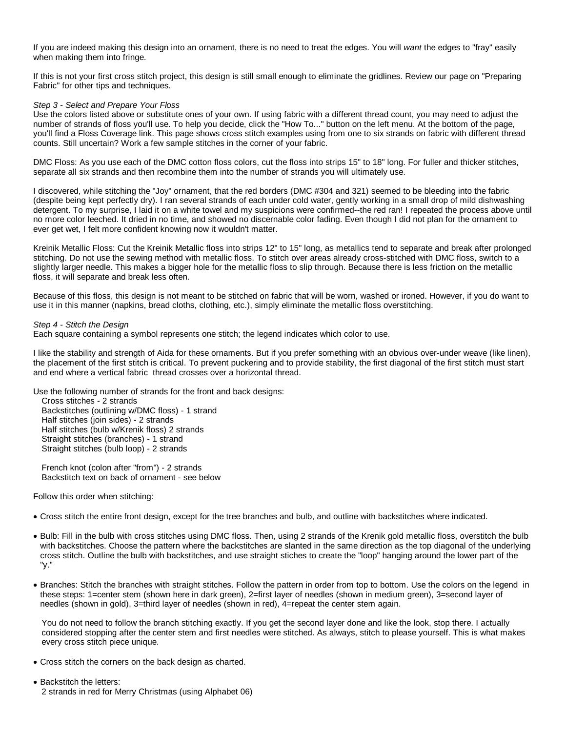If you are indeed making this design into an ornament, there is no need to treat the edges. You will *want* the edges to "fray" easily when making them into fringe.

If this is not your first cross stitch project, this design is still small enough to eliminate the gridlines. Review our page on "Preparing Fabric" for other tips and techniques.

*Step 3 - Select and Prepare Your Floss*
Use the colors listed above or substitute ones of your own. If using fabric with a different thread count, you may need to adjust the number of strands of floss you'll use. To help you decide, click the "How To..." button on the left menu. At the bottom of the page, you'll find a Floss Coverage link. This page shows cross stitch examples using from one to six strands on fabric with different thread counts. Still uncertain? Work a few sample stitches in the corner of your fabric.

DMC Floss: As you use each of the DMC cotton floss colors, cut the floss into strips 15" to 18" long. For fuller and thicker stitches, separate all six strands and then recombine them into the number of strands you will ultimately use.

I discovered, while stitching the "Joy" ornament, that the red borders (DMC #304 and 321) seemed to be bleeding into the fabric (despite being kept perfectly dry). I ran several strands of each under cold water, gently working in a small drop of mild dishwashing detergent. To my surprise, I laid it on a white towel and my suspicions were confirmed--the red ran! I repeated the process above until no more color leeched. It dried in no time, and showed no discernable color fading. Even though I did not plan for the ornament to ever get wet, I felt more confident knowing now it wouldn't matter.

Kreinik Metallic Floss: Cut the Kreinik Metallic floss into strips 12" to 15" long, as metallics tend to separate and break after prolonged stitching. Do not use the sewing method with metallic floss. To stitch over areas already cross-stitched with DMC floss, switch to a slightly larger needle. This makes a bigger hole for the metallic floss to slip through. Because there is less friction on the metallic floss, it will separate and break less often.

Because of this floss, this design is not meant to be stitched on fabric that will be worn, washed or ironed. However, if you do want to use it in this manner (napkins, bread cloths, clothing, etc.), simply eliminate the metallic floss overstitching.

*Step 4 - Stitch the Design*
Each square containing a symbol represents one stitch; the legend indicates which color to use.

I like the stability and strength of Aida for these ornaments. But if you prefer something with an obvious over-under weave (like linen), the placement of the first stitch is critical. To prevent puckering and to provide stability, the first diagonal of the first stitch must start and end where a vertical fabric thread crosses over a horizontal thread.

Use the following number of strands for the front and back designs:

Cross stitches - 2 strands
Backstitches (outlining w/DMC floss) - 1 strand
Half stitches (join sides) - 2 strands
Half stitches (bulb w/Krenik floss) 2 strands
Straight stitches (branches) - 1 strand
Straight stitches (bulb loop) - 2 strands

French knot (colon after "from") - 2 strands
Backstitch text on back of ornament - see below

Follow this order when stitching:

- Cross stitch the entire front design, except for the tree branches and bulb, and outline with backstitches where indicated.
- Bulb: Fill in the bulb with cross stitches using DMC floss. Then, using 2 strands of the Krenik gold metallic floss, overstitch the bulb with backstitches. Choose the pattern where the backstitches are slanted in the same direction as the top diagonal of the underlying cross stitch. Outline the bulb with backstitches, and use straight stiches to create the "loop" hanging around the lower part of the "y."
- Branches: Stitch the branches with straight stitches. Follow the pattern in order from top to bottom. Use the colors on the legend in these steps: 1=center stem (shown here in dark green), 2=first layer of needles (shown in medium green), 3=second layer of needles (shown in gold), 3=third layer of needles (shown in red), 4=repeat the center stem again.

  You do not need to follow the branch stitching exactly. If you get the second layer done and like the look, stop there. I actually considered stopping after the center stem and first needles were stitched. As always, stitch to please yourself. This is what makes every cross stitch piece unique.

- Cross stitch the corners on the back design as charted.
- Backstitch the letters:
  2 strands in red for Merry Christmas (using Alphabet 06)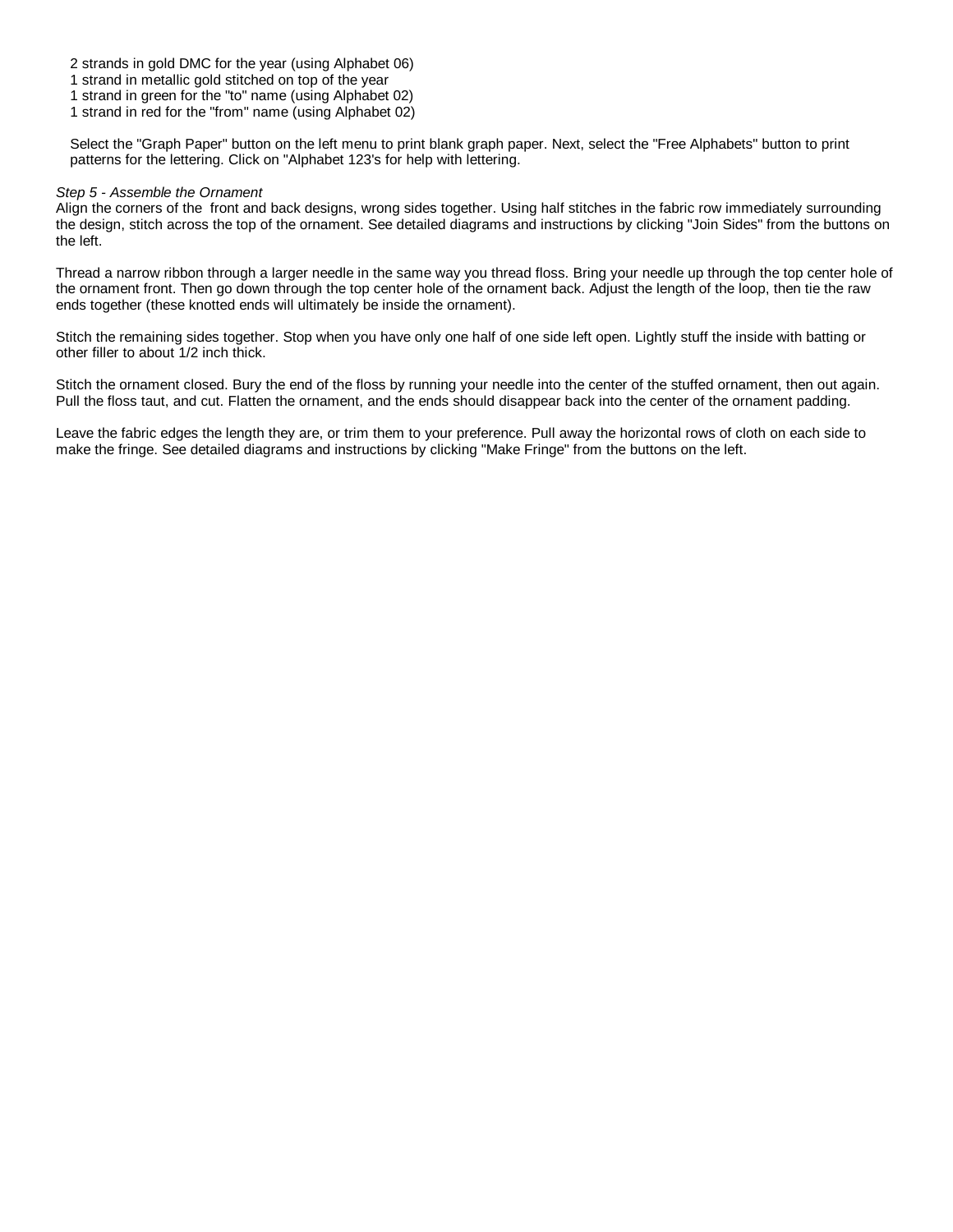2 strands in gold DMC for the year (using Alphabet 06)
1 strand in metallic gold stitched on top of the year
1 strand in green for the "to" name (using Alphabet 02)
1 strand in red for the "from" name (using Alphabet 02)

Select the "Graph Paper" button on the left menu to print blank graph paper. Next, select the "Free Alphabets" button to print patterns for the lettering. Click on "Alphabet 123's for help with lettering.

*Step 5 - Assemble the Ornament*
Align the corners of the front and back designs, wrong sides together. Using half stitches in the fabric row immediately surrounding the design, stitch across the top of the ornament. See detailed diagrams and instructions by clicking "Join Sides" from the buttons on the left.

Thread a narrow ribbon through a larger needle in the same way you thread floss. Bring your needle up through the top center hole of the ornament front. Then go down through the top center hole of the ornament back. Adjust the length of the loop, then tie the raw ends together (these knotted ends will ultimately be inside the ornament).

Stitch the remaining sides together. Stop when you have only one half of one side left open. Lightly stuff the inside with batting or other filler to about 1/2 inch thick.

Stitch the ornament closed. Bury the end of the floss by running your needle into the center of the stuffed ornament, then out again. Pull the floss taut, and cut. Flatten the ornament, and the ends should disappear back into the center of the ornament padding.

Leave the fabric edges the length they are, or trim them to your preference. Pull away the horizontal rows of cloth on each side to make the fringe. See detailed diagrams and instructions by clicking "Make Fringe" from the buttons on the left.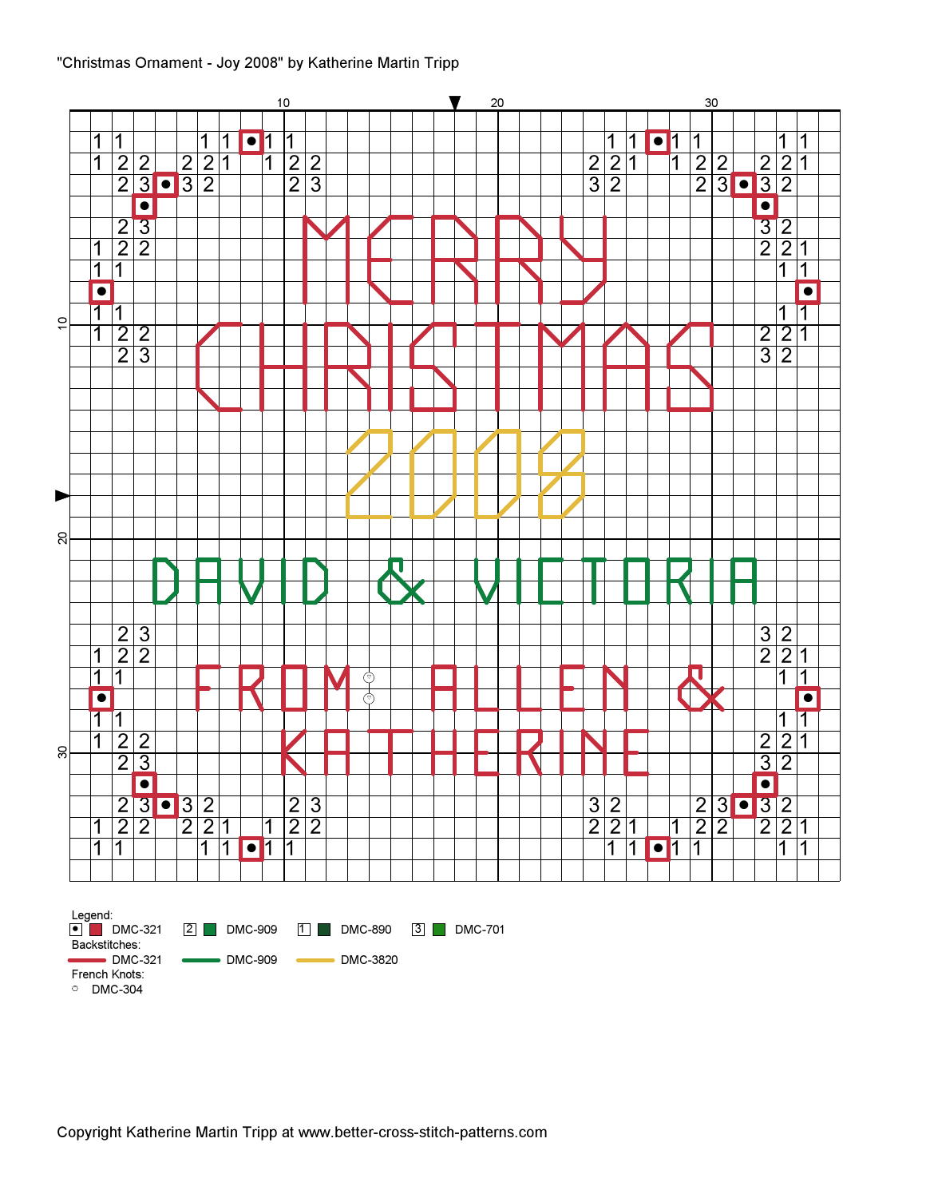"Christmas Ornament - Joy 2008" by Katherine Martin Tripp

Legend:

- ● DMC-321
- 2 DMC-909
- 1 DMC-890
- 3 DMC-701

Backstitches:

- DMC-321
- DMC-909
- DMC-3820

French Knots:

- ○ DMC-304

Copyright Katherine Martin Tripp at www.better-cross-stitch-patterns.com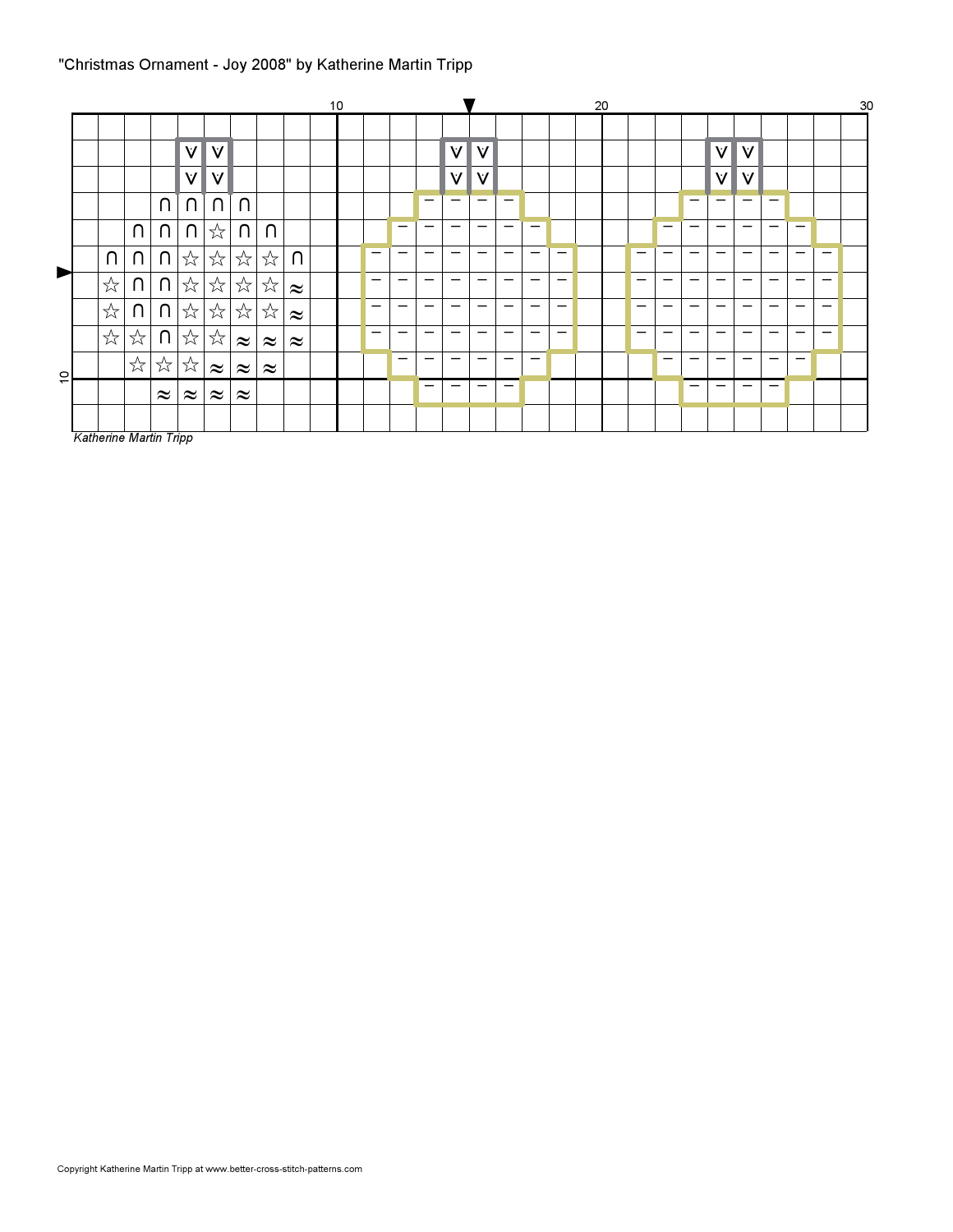"Christmas Ornament - Joy 2008" by Katherine Martin Tripp

|  |  |  |  |  |  |  |  |  |  |  |  |  |  |  |  |  |  |  |  |  |  |  |  |  |  |  |  |  |  |
|---|---|---|---|---|---|---|---|---|---|---|---|---|---|---|---|---|---|---|---|---|---|---|---|---|---|---|---|---|---|
|  |  |  |  |  |  |  |  |  |  |  |  |  |  |  |  |  |  |  |  |  |  |  |  |  |  |  |  |  |  |
|  |  |  |  | V | V |  |  |  |  |  |  |  |  | V | V |  |  |  |  |  |  |  |  | V | V |  |  |  |  |
|  |  |  |  | V | V |  |  |  |  |  |  |  |  | V | V |  |  |  |  |  |  |  |  | V | V |  |  |  |  |
|  |  |  | ∩ | ∩ | ∩ | ∩ |  |  |  |  |  |  | – | – | – | – |  |  |  |  |  |  | – | – | – | – |  |  |  |
|  |  | ∩ | ∩ | ∩ | ☆ | ∩ | ∩ |  |  |  |  | – | – | – | – | – | – |  |  |  |  | – | – | – | – | – | – |  |  |
|  | ∩ | ∩ | ∩ | ☆ | ☆ | ☆ | ☆ | ∩ |  |  | – | – | – | – | – | – | – | – |  |  | – | – | – | – | – | – | – | – |  |
|  | ☆ | ∩ | ∩ | ☆ | ☆ | ☆ | ☆ | ≈ |  |  | – | – | – | – | – | – | – | – |  |  | – | – | – | – | – | – | – | – |  |
|  | ☆ | ∩ | ∩ | ☆ | ☆ | ☆ | ☆ | ≈ |  |  | – | – | – | – | – | – | – | – |  |  | – | – | – | – | – | – | – | – |  |
|  | ☆ | ☆ | ∩ | ☆ | ☆ | ≈ | ≈ | ≈ |  |  | – | – | – | – | – | – | – | – |  |  | – | – | – | – | – | – | – | – |  |
|  |  | ☆ | ☆ | ☆ | ≈ | ≈ | ≈ |  |  |  |  | – | – | – | – | – | – |  |  |  |  | – | – | – | – | – | – |  |  |
|  |  |  | ≈ | ≈ | ≈ | ≈ |  |  |  |  |  |  | – | – | – | – |  |  |  |  |  |  | – | – | – | – |  |  |  |
|  |  |  |  |  |  |  |  |  |  |  |  |  |  |  |  |  |  |  |  |  |  |  |  |  |  |  |  |  |  |

*Katherine Martin Tripp*

Copyright Katherine Martin Tripp at www.better-cross-stitch-patterns.com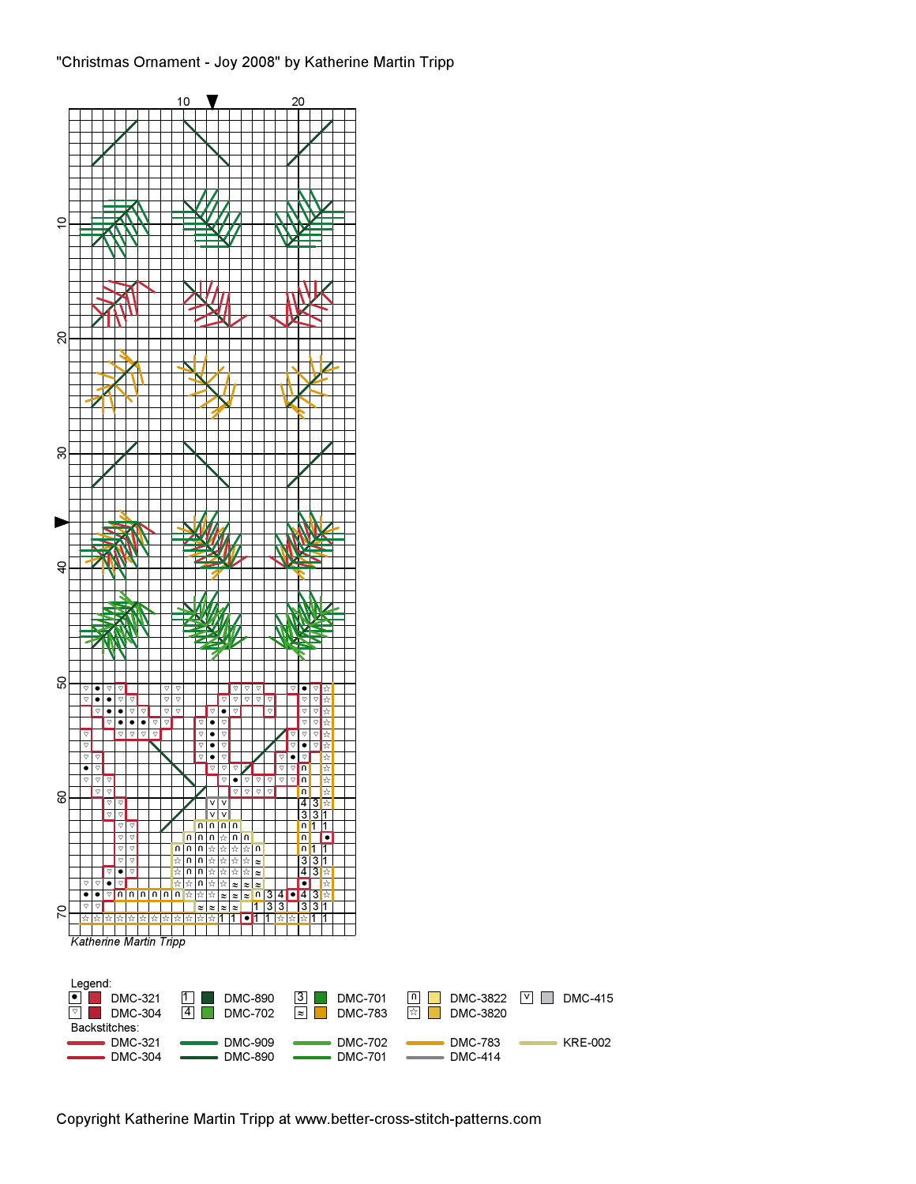"Christmas Ornament - Joy 2008" by Katherine Martin Tripp

*Katherine Martin Tripp*

Legend:

| Symbol | Color |
|---|---|
| • | DMC-321 |
| ♡ | DMC-304 |
| 1 | DMC-890 |
| 4 | DMC-702 |
| 3 | DMC-701 |
| ≈ | DMC-783 |
| ∩ | DMC-3822 |
| ☆ | DMC-3820 |
| V | DMC-415 |

Backstitches:

- DMC-321
- DMC-304
- DMC-909
- DMC-890
- DMC-702
- DMC-701
- DMC-783
- DMC-414
- KRE-002

Copyright Katherine Martin Tripp at www.better-cross-stitch-patterns.com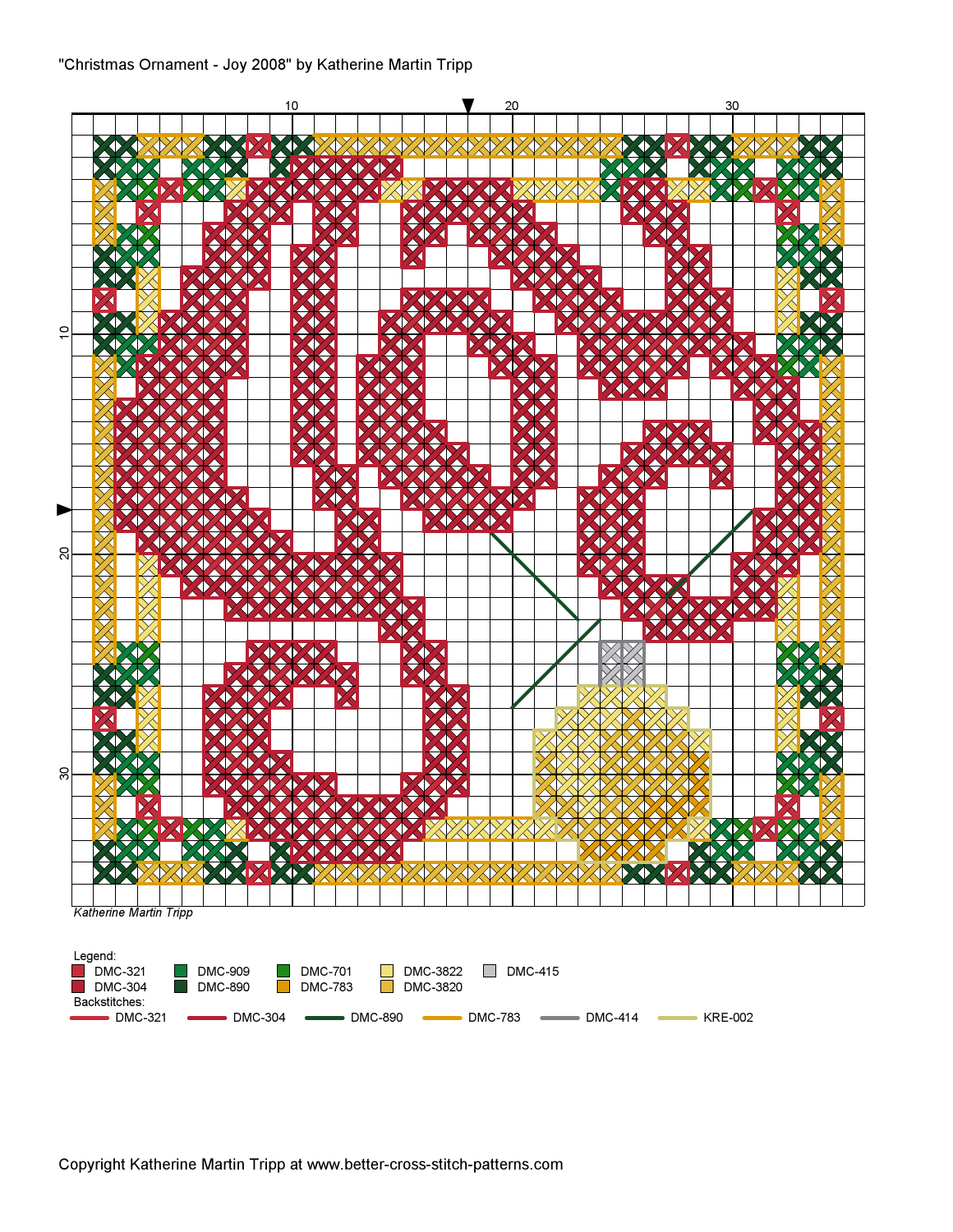"Christmas Ornament - Joy 2008" by Katherine Martin Tripp

Katherine Martin Tripp

Legend:

| | | | | |
|---|---|---|---|---|
| DMC-321 | DMC-909 | DMC-701 | DMC-3822 | DMC-415 |
| DMC-304 | DMC-890 | DMC-783 | DMC-3820 | |

Backstitches:

DMC-321 DMC-304 DMC-890 DMC-783 DMC-414 KRE-002

Copyright Katherine Martin Tripp at www.better-cross-stitch-patterns.com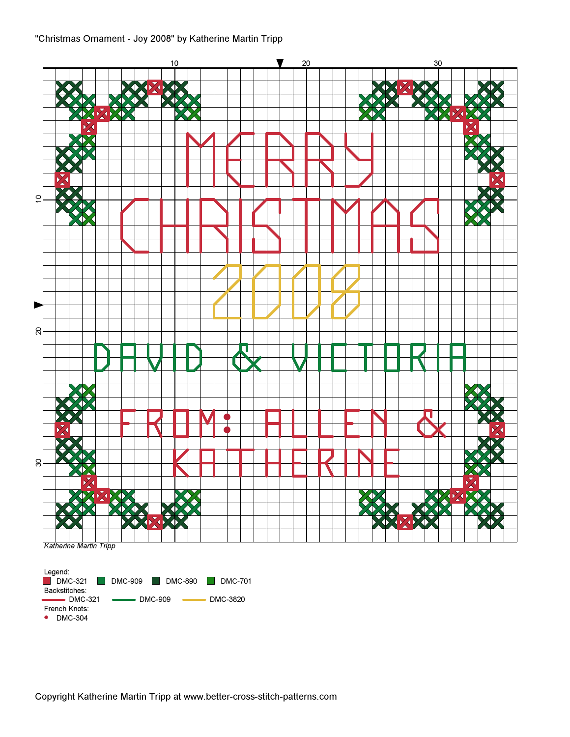"Christmas Ornament - Joy 2008" by Katherine Martin Tripp

10
20
30
10
20
30

MERRY
CHRISTMAS
2008
DAVID & VICTORIA
FROM: ALLEN &
KATHERINE

*Katherine Martin Tripp*

Legend:
DMC-321 DMC-909 DMC-890 DMC-701

Backstitches:
DMC-321 DMC-909 DMC-3820

French Knots:
DMC-304

Copyright Katherine Martin Tripp at www.better-cross-stitch-patterns.com